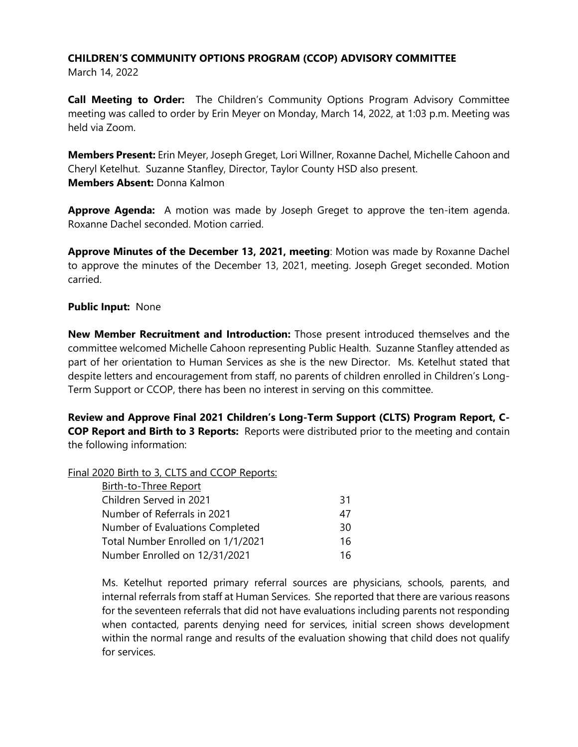# CHILDREN'S COMMUNITY OPTIONS PROGRAM (CCOP) ADVISORY COMMITTEE

March 14, 2022

**Call Meeting to Order:** The Children's Community Options Program Advisory Committee meeting was called to order by Erin Meyer on Monday, March 14, 2022, at 1:03 p.m. Meeting was held via Zoom.

**Members Present:** Erin Meyer, Joseph Greget, Lori Willner, Roxanne Dachel, Michelle Cahoon and Cheryl Ketelhut. Suzanne Stanfley, Director, Taylor County HSD also present.
**Members Absent:** Donna Kalmon

**Approve Agenda:** A motion was made by Joseph Greget to approve the ten-item agenda. Roxanne Dachel seconded. Motion carried.

**Approve Minutes of the December 13, 2021, meeting**: Motion was made by Roxanne Dachel to approve the minutes of the December 13, 2021, meeting. Joseph Greget seconded. Motion carried.

**Public Input:** None

**New Member Recruitment and Introduction:** Those present introduced themselves and the committee welcomed Michelle Cahoon representing Public Health. Suzanne Stanfley attended as part of her orientation to Human Services as she is the new Director. Ms. Ketelhut stated that despite letters and encouragement from staff, no parents of children enrolled in Children's Long-Term Support or CCOP, there has been no interest in serving on this committee.

**Review and Approve Final 2021 Children's Long-Term Support (CLTS) Program Report, C-COP Report and Birth to 3 Reports:** Reports were distributed prior to the meeting and contain the following information:

Final 2020 Birth to 3, CLTS and CCOP Reports:

| Birth-to-Three Report | |
|---|---|
| Children Served in 2021 | 31 |
| Number of Referrals in 2021 | 47 |
| Number of Evaluations Completed | 30 |
| Total Number Enrolled on 1/1/2021 | 16 |
| Number Enrolled on 12/31/2021 | 16 |

Ms. Ketelhut reported primary referral sources are physicians, schools, parents, and internal referrals from staff at Human Services. She reported that there are various reasons for the seventeen referrals that did not have evaluations including parents not responding when contacted, parents denying need for services, initial screen shows development within the normal range and results of the evaluation showing that child does not qualify for services.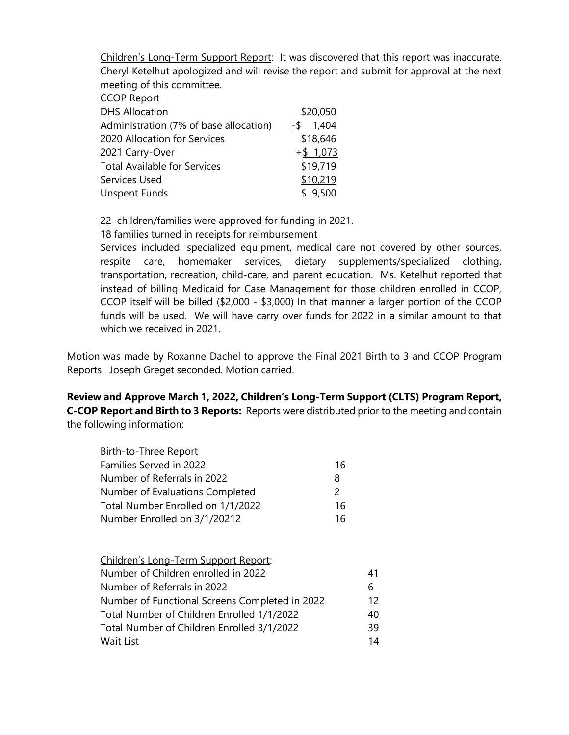Children's Long-Term Support Report: It was discovered that this report was inaccurate. Cheryl Ketelhut apologized and will revise the report and submit for approval at the next meeting of this committee.

CCOP Report

| | |
|---|---|
| DHS Allocation | \$20,050 |
| Administration (7% of base allocation) | -\$ 1,404 |
| 2020 Allocation for Services | \$18,646 |
| 2021 Carry-Over | +\$ 1,073 |
| Total Available for Services | \$19,719 |
| Services Used | \$10,219 |
| Unspent Funds | \$ 9,500 |

22 children/families were approved for funding in 2021.

18 families turned in receipts for reimbursement

Services included: specialized equipment, medical care not covered by other sources, respite care, homemaker services, dietary supplements/specialized clothing, transportation, recreation, child-care, and parent education. Ms. Ketelhut reported that instead of billing Medicaid for Case Management for those children enrolled in CCOP, CCOP itself will be billed (\$2,000 - \$3,000) In that manner a larger portion of the CCOP funds will be used. We will have carry over funds for 2022 in a similar amount to that which we received in 2021.

Motion was made by Roxanne Dachel to approve the Final 2021 Birth to 3 and CCOP Program Reports. Joseph Greget seconded. Motion carried.

**Review and Approve March 1, 2022, Children's Long-Term Support (CLTS) Program Report, C-COP Report and Birth to 3 Reports:** Reports were distributed prior to the meeting and contain the following information:

Birth-to-Three Report

| | |
|---|---|
| Families Served in 2022 | 16 |
| Number of Referrals in 2022 | 8 |
| Number of Evaluations Completed | 2 |
| Total Number Enrolled on 1/1/2022 | 16 |
| Number Enrolled on 3/1/20212 | 16 |

Children's Long-Term Support Report:

| | |
|---|---|
| Number of Children enrolled in 2022 | 41 |
| Number of Referrals in 2022 | 6 |
| Number of Functional Screens Completed in 2022 | 12 |
| Total Number of Children Enrolled 1/1/2022 | 40 |
| Total Number of Children Enrolled 3/1/2022 | 39 |
| Wait List | 14 |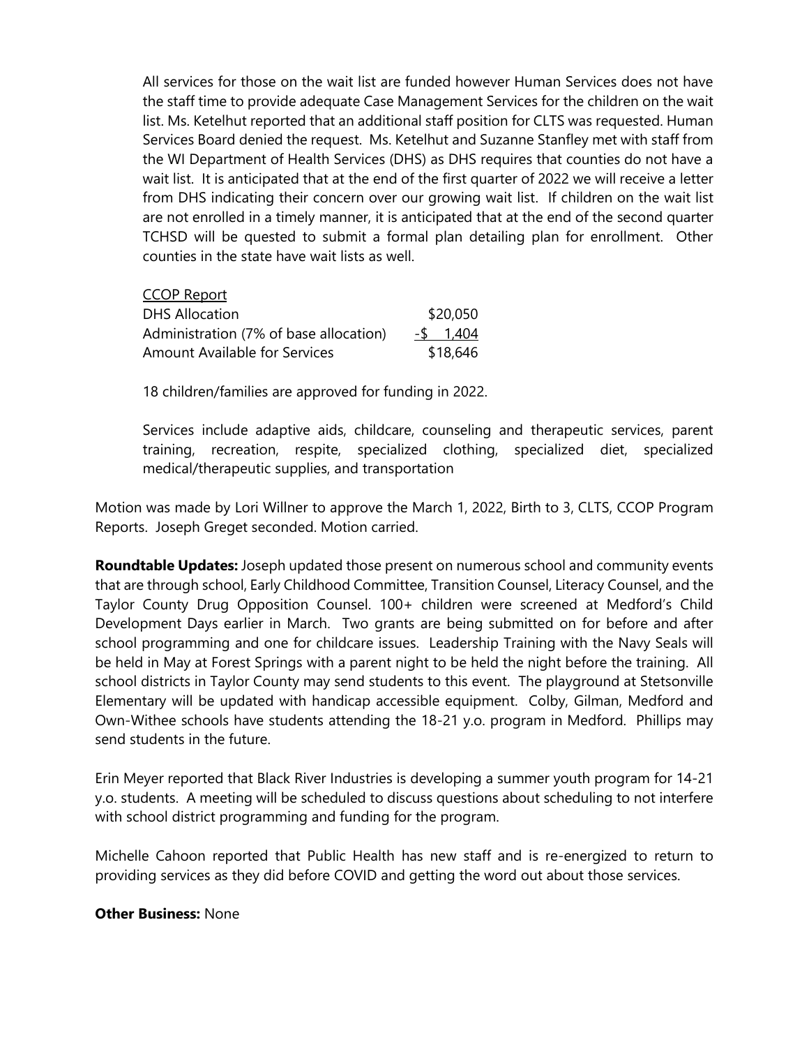All services for those on the wait list are funded however Human Services does not have the staff time to provide adequate Case Management Services for the children on the wait list. Ms. Ketelhut reported that an additional staff position for CLTS was requested. Human Services Board denied the request. Ms. Ketelhut and Suzanne Stanfley met with staff from the WI Department of Health Services (DHS) as DHS requires that counties do not have a wait list. It is anticipated that at the end of the first quarter of 2022 we will receive a letter from DHS indicating their concern over our growing wait list. If children on the wait list are not enrolled in a timely manner, it is anticipated that at the end of the second quarter TCHSD will be quested to submit a formal plan detailing plan for enrollment. Other counties in the state have wait lists as well.

CCOP Report

| | |
|---|---|
| DHS Allocation | $20,050 |
| Administration (7% of base allocation) | -$ 1,404 |
| Amount Available for Services | $18,646 |

18 children/families are approved for funding in 2022.

Services include adaptive aids, childcare, counseling and therapeutic services, parent training, recreation, respite, specialized clothing, specialized diet, specialized medical/therapeutic supplies, and transportation

Motion was made by Lori Willner to approve the March 1, 2022, Birth to 3, CLTS, CCOP Program Reports. Joseph Greget seconded. Motion carried.

**Roundtable Updates:** Joseph updated those present on numerous school and community events that are through school, Early Childhood Committee, Transition Counsel, Literacy Counsel, and the Taylor County Drug Opposition Counsel. 100+ children were screened at Medford's Child Development Days earlier in March. Two grants are being submitted on for before and after school programming and one for childcare issues. Leadership Training with the Navy Seals will be held in May at Forest Springs with a parent night to be held the night before the training. All school districts in Taylor County may send students to this event. The playground at Stetsonville Elementary will be updated with handicap accessible equipment. Colby, Gilman, Medford and Own-Withee schools have students attending the 18-21 y.o. program in Medford. Phillips may send students in the future.

Erin Meyer reported that Black River Industries is developing a summer youth program for 14-21 y.o. students. A meeting will be scheduled to discuss questions about scheduling to not interfere with school district programming and funding for the program.

Michelle Cahoon reported that Public Health has new staff and is re-energized to return to providing services as they did before COVID and getting the word out about those services.

**Other Business:** None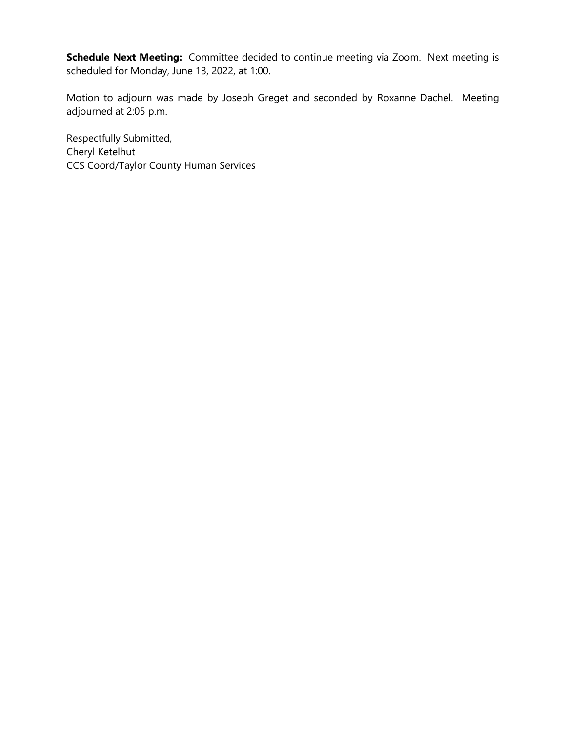**Schedule Next Meeting:** Committee decided to continue meeting via Zoom. Next meeting is scheduled for Monday, June 13, 2022, at 1:00.

Motion to adjourn was made by Joseph Greget and seconded by Roxanne Dachel. Meeting adjourned at 2:05 p.m.

Respectfully Submitted,
Cheryl Ketelhut
CCS Coord/Taylor County Human Services